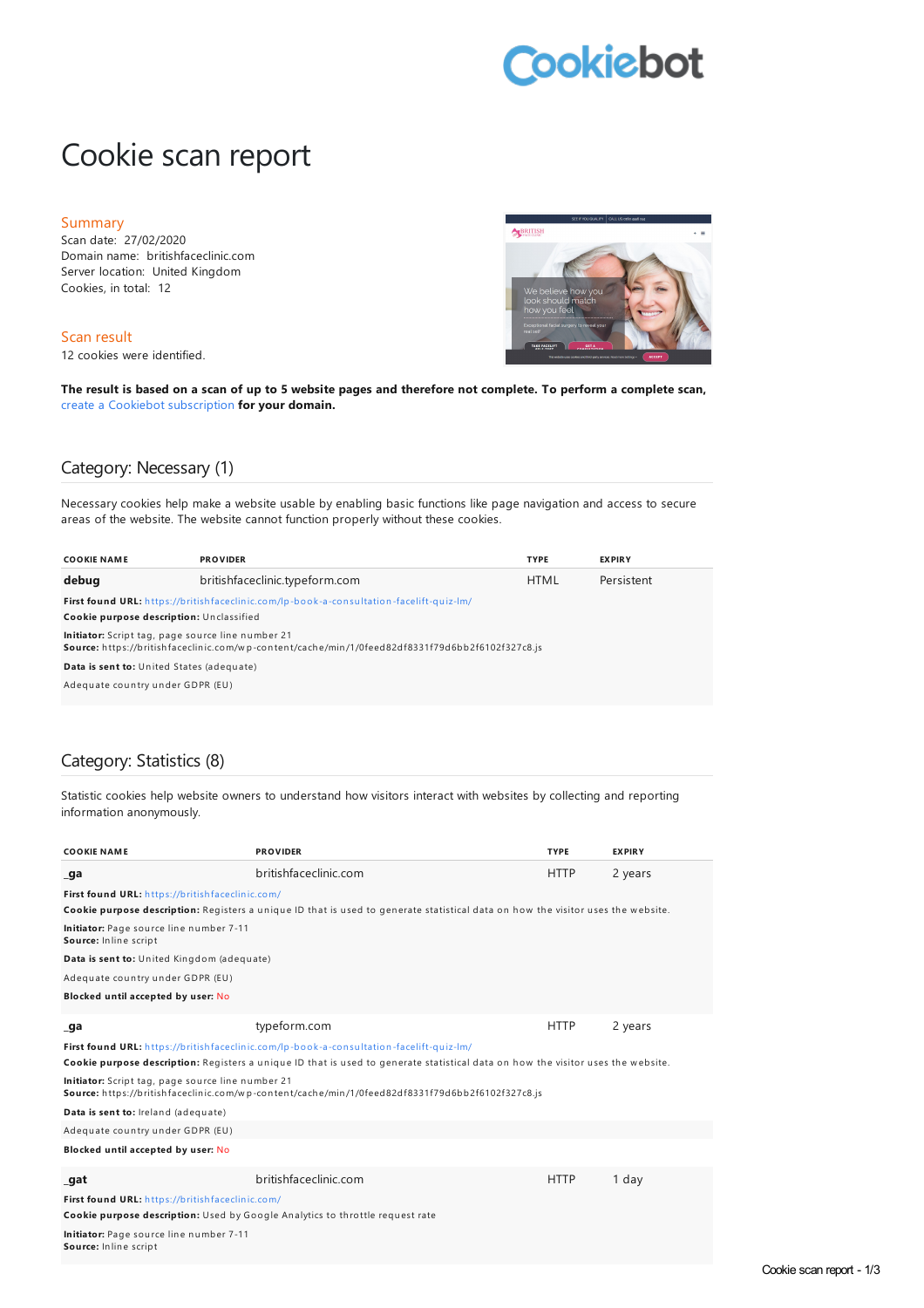Cookiebot

# Cookie scan report

## Summary

Scan date: 27/02/2020
Domain name: britishfaceclinic.com
Server location: United Kingdom
Cookies, in total: 12

## Scan result

12 cookies were identified.

**The result is based on a scan of up to 5 website pages and therefore not complete. To perform a complete scan,** create a Cookiebot subscription **for your domain.**

## Category: Necessary (1)

Necessary cookies help make a website usable by enabling basic functions like page navigation and access to secure areas of the website. The website cannot function properly without these cookies.

| COOKIE NAME | PROVIDER | TYPE | EXPIRY |
|---|---|---|---|
| **debug** | britishfaceclinic.typeform.com | HTML | Persistent |

**First found URL:** https://britishfaceclinic.com/lp-book-a-consultation-facelift-quiz-lm/
**Cookie purpose description:** Unclassified
**Initiator:** Script tag, page source line number 21
**Source:** https://britishfaceclinic.com/wp-content/cache/min/1/0feed82df8331f79d6bb2f6102f327c8.js
**Data is sent to:** United States (adequate)
Adequate country under GDPR (EU)

## Category: Statistics (8)

Statistic cookies help website owners to understand how visitors interact with websites by collecting and reporting information anonymously.

| COOKIE NAME | PROVIDER | TYPE | EXPIRY |
|---|---|---|---|
| **_ga** | britishfaceclinic.com | HTTP | 2 years |

**First found URL:** https://britishfaceclinic.com/
**Cookie purpose description:** Registers a unique ID that is used to generate statistical data on how the visitor uses the website.
**Initiator:** Page source line number 7-11
**Source:** Inline script
**Data is sent to:** United Kingdom (adequate)
Adequate country under GDPR (EU)
**Blocked until accepted by user:** No

| COOKIE NAME | PROVIDER | TYPE | EXPIRY |
|---|---|---|---|
| **_ga** | typeform.com | HTTP | 2 years |

**First found URL:** https://britishfaceclinic.com/lp-book-a-consultation-facelift-quiz-lm/
**Cookie purpose description:** Registers a unique ID that is used to generate statistical data on how the visitor uses the website.
**Initiator:** Script tag, page source line number 21
**Source:** https://britishfaceclinic.com/wp-content/cache/min/1/0feed82df8331f79d6bb2f6102f327c8.js
**Data is sent to:** Ireland (adequate)
Adequate country under GDPR (EU)
**Blocked until accepted by user:** No

| COOKIE NAME | PROVIDER | TYPE | EXPIRY |
|---|---|---|---|
| **_gat** | britishfaceclinic.com | HTTP | 1 day |

**First found URL:** https://britishfaceclinic.com/
**Cookie purpose description:** Used by Google Analytics to throttle request rate
**Initiator:** Page source line number 7-11
**Source:** Inline script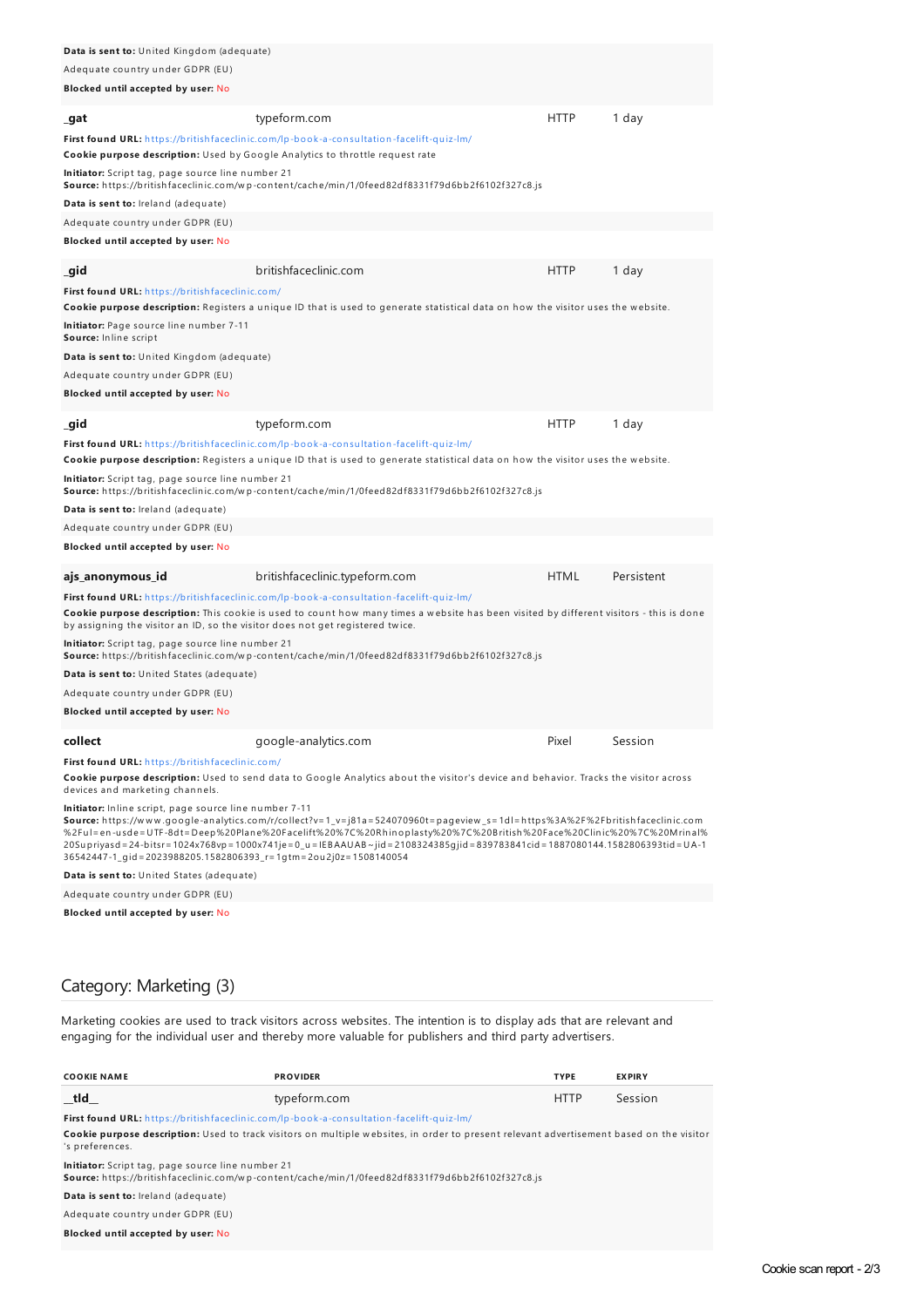**Data is sent to:** United Kingdom (adequate)

Adequate country under GDPR (EU)

**Blocked until accepted by user:** No

| | | | |
|---|---|---|---|
| **_gat** | typeform.com | HTTP | 1 day |

**First found URL:** https://britishfaceclinic.com/lp-book-a-consultation-facelift-quiz-lm/

**Cookie purpose description:** Used by Google Analytics to throttle request rate

**Initiator:** Script tag, page source line number 21
**Source:** https://britishfaceclinic.com/wp-content/cache/min/1/0feed82df8331f79d6bb2f6102f327c8.js

**Data is sent to:** Ireland (adequate)

Adequate country under GDPR (EU)

**Blocked until accepted by user:** No

| | | | |
|---|---|---|---|
| **_gid** | britishfaceclinic.com | HTTP | 1 day |

**First found URL:** https://britishfaceclinic.com/

**Cookie purpose description:** Registers a unique ID that is used to generate statistical data on how the visitor uses the website.

**Initiator:** Page source line number 7-11
**Source:** Inline script

**Data is sent to:** United Kingdom (adequate)

Adequate country under GDPR (EU)

**Blocked until accepted by user:** No

| | | | |
|---|---|---|---|
| **_gid** | typeform.com | HTTP | 1 day |

**First found URL:** https://britishfaceclinic.com/lp-book-a-consultation-facelift-quiz-lm/

**Cookie purpose description:** Registers a unique ID that is used to generate statistical data on how the visitor uses the website.

**Initiator:** Script tag, page source line number 21
**Source:** https://britishfaceclinic.com/wp-content/cache/min/1/0feed82df8331f79d6bb2f6102f327c8.js

**Data is sent to:** Ireland (adequate)

Adequate country under GDPR (EU)

**Blocked until accepted by user:** No

| | | | |
|---|---|---|---|
| **ajs_anonymous_id** | britishfaceclinic.typeform.com | HTML | Persistent |

**First found URL:** https://britishfaceclinic.com/lp-book-a-consultation-facelift-quiz-lm/

**Cookie purpose description:** This cookie is used to count how many times a website has been visited by different visitors - this is done by assigning the visitor an ID, so the visitor does not get registered twice.

**Initiator:** Script tag, page source line number 21
**Source:** https://britishfaceclinic.com/wp-content/cache/min/1/0feed82df8331f79d6bb2f6102f327c8.js

**Data is sent to:** United States (adequate)

Adequate country under GDPR (EU)

**Blocked until accepted by user:** No

| | | | |
|---|---|---|---|
| **collect** | google-analytics.com | Pixel | Session |

**First found URL:** https://britishfaceclinic.com/

**Cookie purpose description:** Used to send data to Google Analytics about the visitor's device and behavior. Tracks the visitor across devices and marketing channels.

**Initiator:** Inline script, page source line number 7-11
**Source:** https://www.google-analytics.com/r/collect?v=1_v=j81a=524070960t=pageview_s=1dl=https%3A%2F%2Fbritishfaceclinic.com%2Ful=en-usde=UTF-8dt=Deep%20Plane%20Facelift%20%7C%20Rhinoplasty%20%7C%20British%20Face%20Clinic%20%7C%20Mrinal%20Supriyasd=24-bitsr=1024x768vp=1000x741je=0_u=IEBAAUAB~jid=2108324385gjid=839783841cid=1887080144.1582806393tid=UA-136542447-1_gid=2023988205.1582806393_r=1gtm=2ou2j0z=1508140054

**Data is sent to:** United States (adequate)

Adequate country under GDPR (EU)

**Blocked until accepted by user:** No

## Category: Marketing (3)

Marketing cookies are used to track visitors across websites. The intention is to display ads that are relevant and engaging for the individual user and thereby more valuable for publishers and third party advertisers.

| COOKIE NAME | PROVIDER | TYPE | EXPIRY |
|---|---|---|---|
| **__tld__** | typeform.com | HTTP | Session |

**First found URL:** https://britishfaceclinic.com/lp-book-a-consultation-facelift-quiz-lm/

**Cookie purpose description:** Used to track visitors on multiple websites, in order to present relevant advertisement based on the visitor's preferences.

**Initiator:** Script tag, page source line number 21
**Source:** https://britishfaceclinic.com/wp-content/cache/min/1/0feed82df8331f79d6bb2f6102f327c8.js

**Data is sent to:** Ireland (adequate)

Adequate country under GDPR (EU)

**Blocked until accepted by user:** No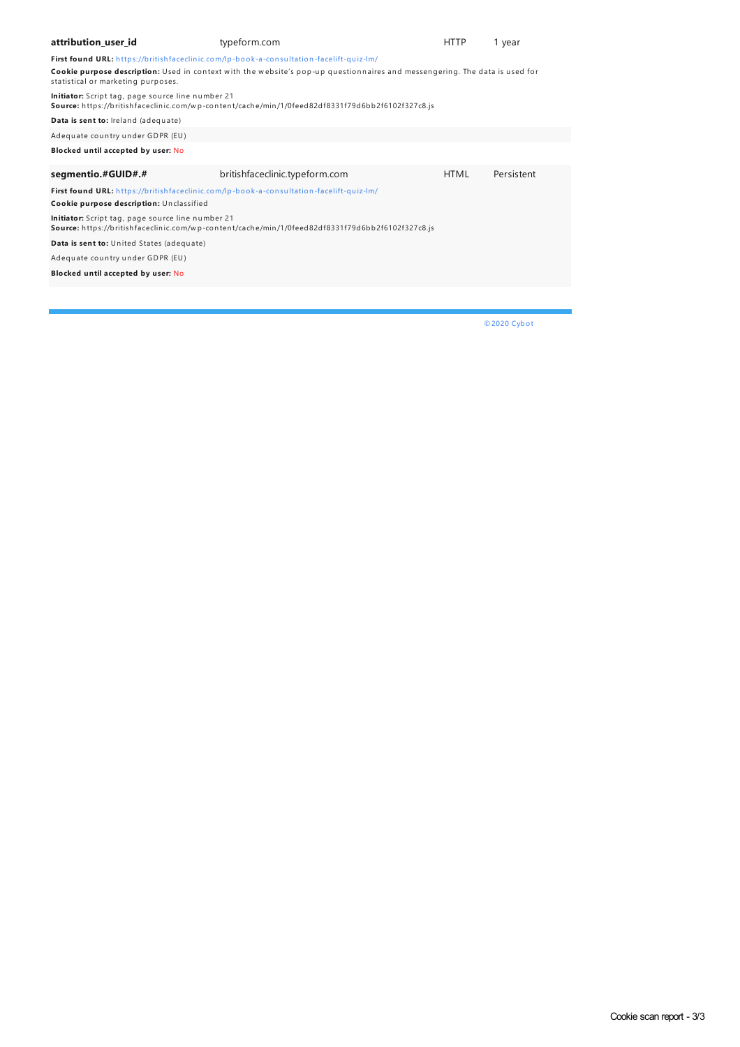| | | | |
|---|---|---|---|
| **attribution_user_id** | typeform.com | HTTP | 1 year |

**First found URL:** https://britishfaceclinic.com/lp-book-a-consultation-facelift-quiz-lm/

**Cookie purpose description:** Used in context with the website's pop-up questionnaires and messengering. The data is used for statistical or marketing purposes.

**Initiator:** Script tag, page source line number 21
**Source:** https://britishfaceclinic.com/wp-content/cache/min/1/0feed82df8331f79d6bb2f6102f327c8.js

**Data is sent to:** Ireland (adequate)

Adequate country under GDPR (EU)

**Blocked until accepted by user:** No

| | | | |
|---|---|---|---|
| **segmentio.#GUID#.#** | britishfaceclinic.typeform.com | HTML | Persistent |

**First found URL:** https://britishfaceclinic.com/lp-book-a-consultation-facelift-quiz-lm/

**Cookie purpose description:** Unclassified

**Initiator:** Script tag, page source line number 21
**Source:** https://britishfaceclinic.com/wp-content/cache/min/1/0feed82df8331f79d6bb2f6102f327c8.js

**Data is sent to:** United States (adequate)

Adequate country under GDPR (EU)

**Blocked until accepted by user:** No

©2020 Cybot